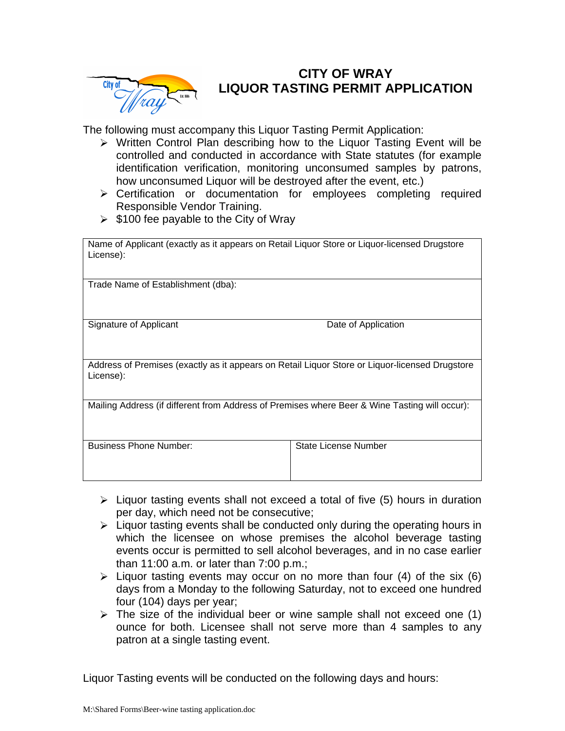# CITY OF WRAY
# LIQUOR TASTING PERMIT APPLICATION

The following must accompany this Liquor Tasting Permit Application:

- Written Control Plan describing how to the Liquor Tasting Event will be controlled and conducted in accordance with State statutes (for example identification verification, monitoring unconsumed samples by patrons, how unconsumed Liquor will be destroyed after the event, etc.)
- Certification or documentation for employees completing required Responsible Vendor Training.
- $100 fee payable to the City of Wray

| | |
|---|---|
| Name of Applicant (exactly as it appears on Retail Liquor Store or Liquor-licensed Drugstore License): | |
| Trade Name of Establishment (dba): | |
| Signature of Applicant | Date of Application |
| Address of Premises (exactly as it appears on Retail Liquor Store or Liquor-licensed Drugstore License): | |
| Mailing Address (if different from Address of Premises where Beer & Wine Tasting will occur): | |
| Business Phone Number: | State License Number |

- Liquor tasting events shall not exceed a total of five (5) hours in duration per day, which need not be consecutive;
- Liquor tasting events shall be conducted only during the operating hours in which the licensee on whose premises the alcohol beverage tasting events occur is permitted to sell alcohol beverages, and in no case earlier than 11:00 a.m. or later than 7:00 p.m.;
- Liquor tasting events may occur on no more than four (4) of the six (6) days from a Monday to the following Saturday, not to exceed one hundred four (104) days per year;
- The size of the individual beer or wine sample shall not exceed one (1) ounce for both. Licensee shall not serve more than 4 samples to any patron at a single tasting event.

Liquor Tasting events will be conducted on the following days and hours: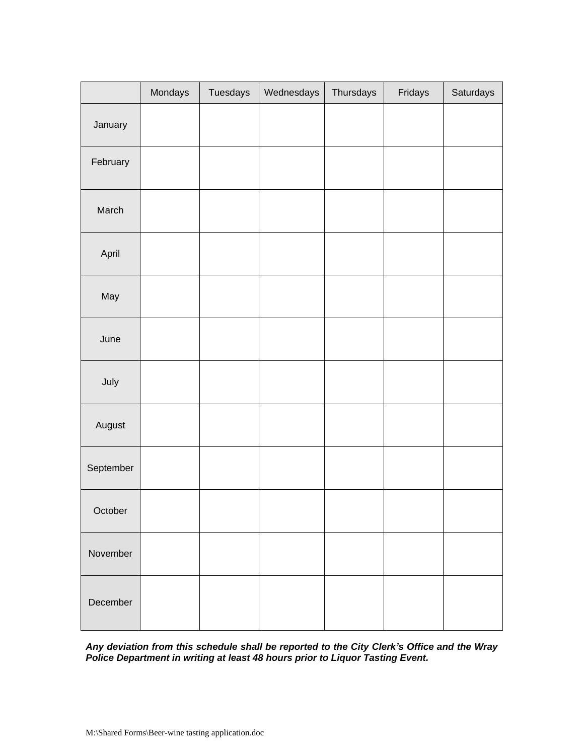| | Mondays | Tuesdays | Wednesdays | Thursdays | Fridays | Saturdays |
|---|---|---|---|---|---|---|
| January | | | | | | |
| February | | | | | | |
| March | | | | | | |
| April | | | | | | |
| May | | | | | | |
| June | | | | | | |
| July | | | | | | |
| August | | | | | | |
| September | | | | | | |
| October | | | | | | |
| November | | | | | | |
| December | | | | | | |

***Any deviation from this schedule shall be reported to the City Clerk's Office and the Wray Police Department in writing at least 48 hours prior to Liquor Tasting Event.***

M:\Shared Forms\Beer-wine tasting application.doc